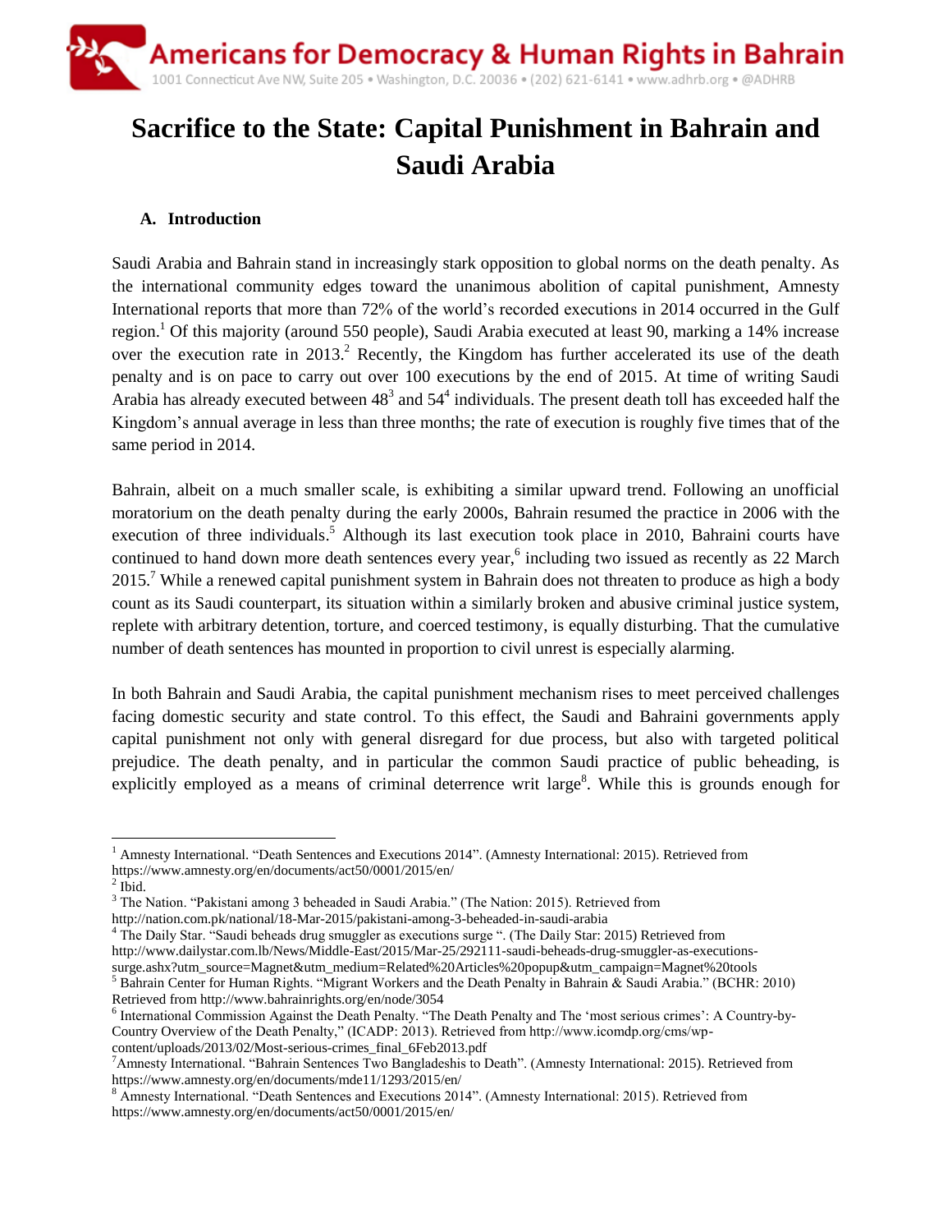Americans for Democracy & Human Rights in Bahrain

1001 Connecticut Ave NW, Suite 205 • Washington, D.C. 20036 • (202) 621-6141 • www.adhrb.org • @ADHRB

# Sacrifice to the State: Capital Punishment in Bahrain and Saudi Arabia

## A. Introduction

Saudi Arabia and Bahrain stand in increasingly stark opposition to global norms on the death penalty. As the international community edges toward the unanimous abolition of capital punishment, Amnesty International reports that more than 72% of the world's recorded executions in 2014 occurred in the Gulf region.[1] Of this majority (around 550 people), Saudi Arabia executed at least 90, marking a 14% increase over the execution rate in 2013.[2] Recently, the Kingdom has further accelerated its use of the death penalty and is on pace to carry out over 100 executions by the end of 2015. At time of writing Saudi Arabia has already executed between 48[3] and 54[4] individuals. The present death toll has exceeded half the Kingdom's annual average in less than three months; the rate of execution is roughly five times that of the same period in 2014.

Bahrain, albeit on a much smaller scale, is exhibiting a similar upward trend. Following an unofficial moratorium on the death penalty during the early 2000s, Bahrain resumed the practice in 2006 with the execution of three individuals.[5] Although its last execution took place in 2010, Bahraini courts have continued to hand down more death sentences every year,[6] including two issued as recently as 22 March 2015.[7] While a renewed capital punishment system in Bahrain does not threaten to produce as high a body count as its Saudi counterpart, its situation within a similarly broken and abusive criminal justice system, replete with arbitrary detention, torture, and coerced testimony, is equally disturbing. That the cumulative number of death sentences has mounted in proportion to civil unrest is especially alarming.

In both Bahrain and Saudi Arabia, the capital punishment mechanism rises to meet perceived challenges facing domestic security and state control. To this effect, the Saudi and Bahraini governments apply capital punishment not only with general disregard for due process, but also with targeted political prejudice. The death penalty, and in particular the common Saudi practice of public beheading, is explicitly employed as a means of criminal deterrence writ large[8]. While this is grounds enough for

---

[1] Amnesty International. "Death Sentences and Executions 2014". (Amnesty International: 2015). Retrieved from https://www.amnesty.org/en/documents/act50/0001/2015/en/

[2] Ibid.

[3] The Nation. "Pakistani among 3 beheaded in Saudi Arabia." (The Nation: 2015). Retrieved from http://nation.com.pk/national/18-Mar-2015/pakistani-among-3-beheaded-in-saudi-arabia

[4] The Daily Star. "Saudi beheads drug smuggler as executions surge ". (The Daily Star: 2015) Retrieved from http://www.dailystar.com.lb/News/Middle-East/2015/Mar-25/292111-saudi-beheads-drug-smuggler-as-executions-surge.ashx?utm_source=Magnet&utm_medium=Related%20Articles%20popup&utm_campaign=Magnet%20tools

[5] Bahrain Center for Human Rights. "Migrant Workers and the Death Penalty in Bahrain & Saudi Arabia." (BCHR: 2010) Retrieved from http://www.bahrainrights.org/en/node/3054

[6] International Commission Against the Death Penalty. "The Death Penalty and The 'most serious crimes': A Country-by-Country Overview of the Death Penalty," (ICADP: 2013). Retrieved from http://www.icomdp.org/cms/wp-content/uploads/2013/02/Most-serious-crimes_final_6Feb2013.pdf

[7] Amnesty International. "Bahrain Sentences Two Bangladeshis to Death". (Amnesty International: 2015). Retrieved from https://www.amnesty.org/en/documents/mde11/1293/2015/en/

[8] Amnesty International. "Death Sentences and Executions 2014". (Amnesty International: 2015). Retrieved from https://www.amnesty.org/en/documents/act50/0001/2015/en/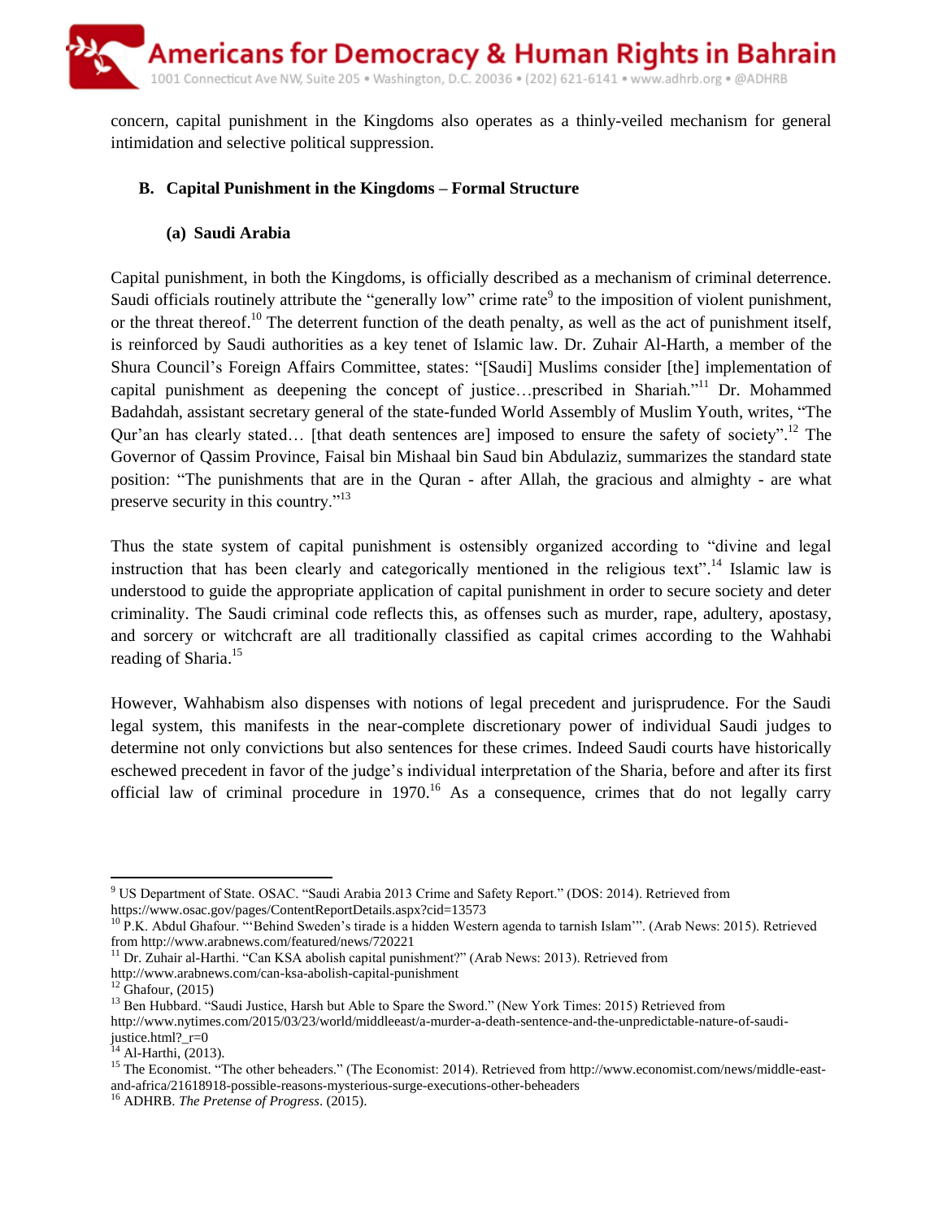concern, capital punishment in the Kingdoms also operates as a thinly-veiled mechanism for general intimidation and selective political suppression.

### B. Capital Punishment in the Kingdoms – Formal Structure

#### (a) Saudi Arabia

Capital punishment, in both the Kingdoms, is officially described as a mechanism of criminal deterrence. Saudi officials routinely attribute the "generally low" crime rate[9] to the imposition of violent punishment, or the threat thereof.[10] The deterrent function of the death penalty, as well as the act of punishment itself, is reinforced by Saudi authorities as a key tenet of Islamic law. Dr. Zuhair Al-Harth, a member of the Shura Council's Foreign Affairs Committee, states: "[Saudi] Muslims consider [the] implementation of capital punishment as deepening the concept of justice…prescribed in Shariah."[11] Dr. Mohammed Badahdah, assistant secretary general of the state-funded World Assembly of Muslim Youth, writes, "The Qur'an has clearly stated… [that death sentences are] imposed to ensure the safety of society".[12] The Governor of Qassim Province, Faisal bin Mishaal bin Saud bin Abdulaziz, summarizes the standard state position: "The punishments that are in the Quran - after Allah, the gracious and almighty - are what preserve security in this country."[13]

Thus the state system of capital punishment is ostensibly organized according to "divine and legal instruction that has been clearly and categorically mentioned in the religious text".[14] Islamic law is understood to guide the appropriate application of capital punishment in order to secure society and deter criminality. The Saudi criminal code reflects this, as offenses such as murder, rape, adultery, apostasy, and sorcery or witchcraft are all traditionally classified as capital crimes according to the Wahhabi reading of Sharia.[15]

However, Wahhabism also dispenses with notions of legal precedent and jurisprudence. For the Saudi legal system, this manifests in the near-complete discretionary power of individual Saudi judges to determine not only convictions but also sentences for these crimes. Indeed Saudi courts have historically eschewed precedent in favor of the judge's individual interpretation of the Sharia, before and after its first official law of criminal procedure in 1970.[16] As a consequence, crimes that do not legally carry

---

[9] US Department of State. OSAC. "Saudi Arabia 2013 Crime and Safety Report." (DOS: 2014). Retrieved from https://www.osac.gov/pages/ContentReportDetails.aspx?cid=13573

[10] P.K. Abdul Ghafour. "'Behind Sweden's tirade is a hidden Western agenda to tarnish Islam'". (Arab News: 2015). Retrieved from http://www.arabnews.com/featured/news/720221

[11] Dr. Zuhair al-Harthi. "Can KSA abolish capital punishment?" (Arab News: 2013). Retrieved from http://www.arabnews.com/can-ksa-abolish-capital-punishment

[12] Ghafour, (2015)

[13] Ben Hubbard. "Saudi Justice, Harsh but Able to Spare the Sword." (New York Times: 2015) Retrieved from http://www.nytimes.com/2015/03/23/world/middleeast/a-murder-a-death-sentence-and-the-unpredictable-nature-of-saudi-justice.html?_r=0

[14] Al-Harthi, (2013).

[15] The Economist. "The other beheaders." (The Economist: 2014). Retrieved from http://www.economist.com/news/middle-east-and-africa/21618918-possible-reasons-mysterious-surge-executions-other-beheaders

[16] ADHRB. *The Pretense of Progress*. (2015).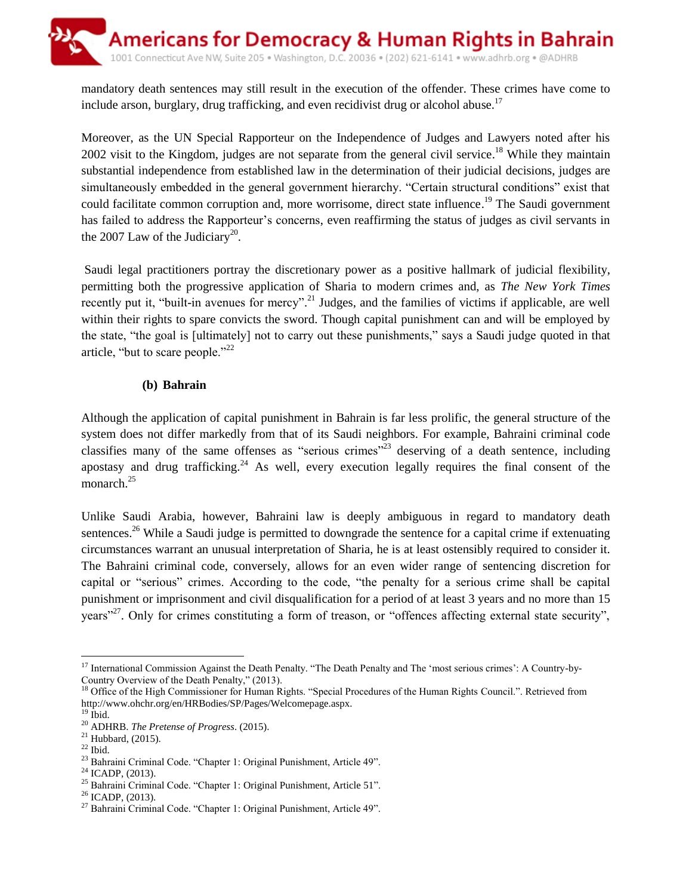mandatory death sentences may still result in the execution of the offender. These crimes have come to include arson, burglary, drug trafficking, and even recidivist drug or alcohol abuse.[17]

Moreover, as the UN Special Rapporteur on the Independence of Judges and Lawyers noted after his 2002 visit to the Kingdom, judges are not separate from the general civil service.[18] While they maintain substantial independence from established law in the determination of their judicial decisions, judges are simultaneously embedded in the general government hierarchy. "Certain structural conditions" exist that could facilitate common corruption and, more worrisome, direct state influence.[19] The Saudi government has failed to address the Rapporteur's concerns, even reaffirming the status of judges as civil servants in the 2007 Law of the Judiciary[20].

Saudi legal practitioners portray the discretionary power as a positive hallmark of judicial flexibility, permitting both the progressive application of Sharia to modern crimes and, as *The New York Times* recently put it, "built-in avenues for mercy".[21] Judges, and the families of victims if applicable, are well within their rights to spare convicts the sword. Though capital punishment can and will be employed by the state, "the goal is [ultimately] not to carry out these punishments," says a Saudi judge quoted in that article, "but to scare people."[22]

### (b) Bahrain

Although the application of capital punishment in Bahrain is far less prolific, the general structure of the system does not differ markedly from that of its Saudi neighbors. For example, Bahraini criminal code classifies many of the same offenses as "serious crimes"[23] deserving of a death sentence, including apostasy and drug trafficking.[24] As well, every execution legally requires the final consent of the monarch.[25]

Unlike Saudi Arabia, however, Bahraini law is deeply ambiguous in regard to mandatory death sentences.[26] While a Saudi judge is permitted to downgrade the sentence for a capital crime if extenuating circumstances warrant an unusual interpretation of Sharia, he is at least ostensibly required to consider it. The Bahraini criminal code, conversely, allows for an even wider range of sentencing discretion for capital or "serious" crimes. According to the code, "the penalty for a serious crime shall be capital punishment or imprisonment and civil disqualification for a period of at least 3 years and no more than 15 years"[27]. Only for crimes constituting a form of treason, or "offences affecting external state security",

---

[17] International Commission Against the Death Penalty. "The Death Penalty and The 'most serious crimes': A Country-by-Country Overview of the Death Penalty," (2013).
[18] Office of the High Commissioner for Human Rights. "Special Procedures of the Human Rights Council.". Retrieved from http://www.ohchr.org/en/HRBodies/SP/Pages/Welcomepage.aspx.
[19] Ibid.
[20] ADHRB. *The Pretense of Progress*. (2015).
[21] Hubbard, (2015).
[22] Ibid.
[23] Bahraini Criminal Code. "Chapter 1: Original Punishment, Article 49".
[24] ICADP, (2013).
[25] Bahraini Criminal Code. "Chapter 1: Original Punishment, Article 51".
[26] ICADP, (2013).
[27] Bahraini Criminal Code. "Chapter 1: Original Punishment, Article 49".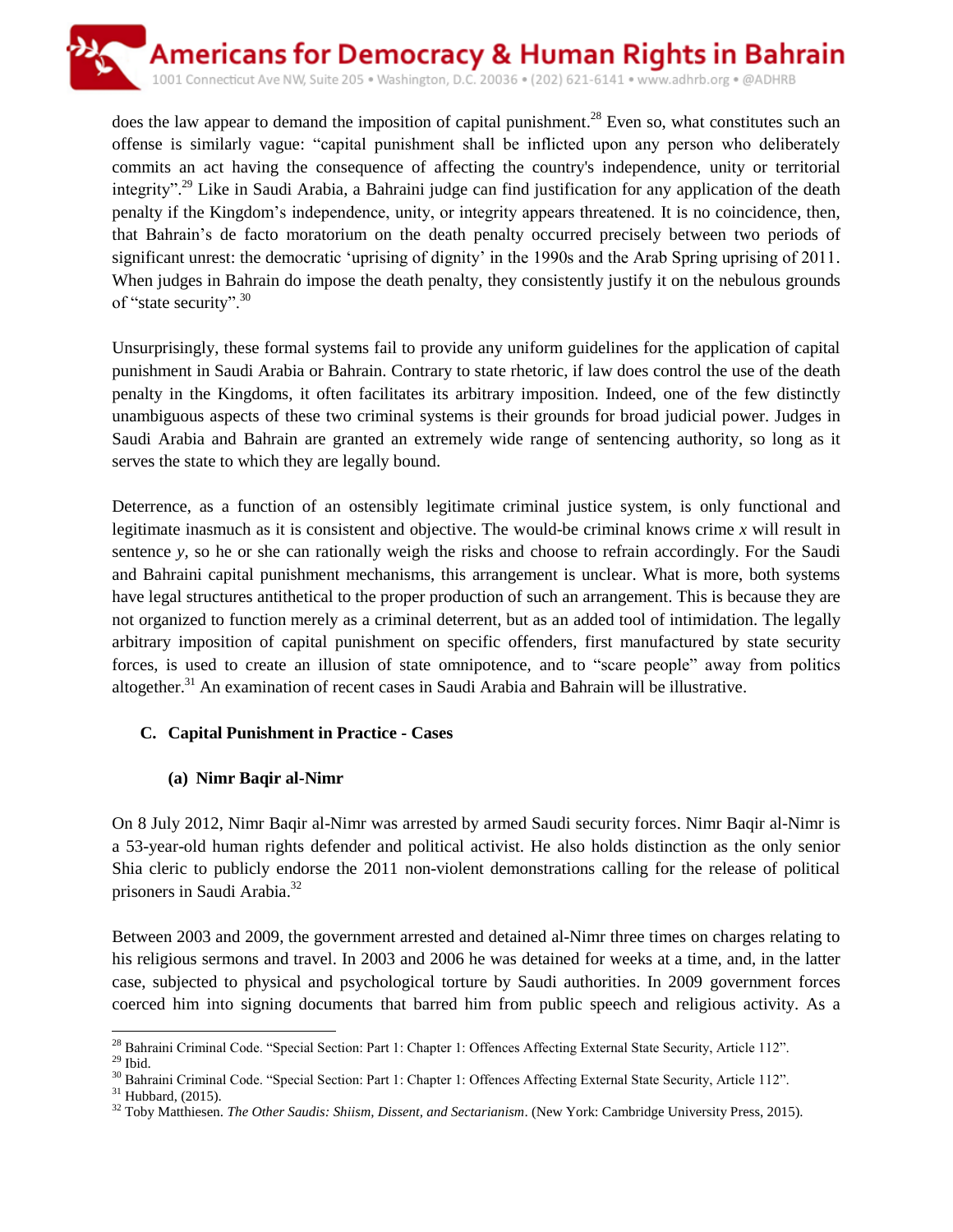does the law appear to demand the imposition of capital punishment.[28] Even so, what constitutes such an offense is similarly vague: "capital punishment shall be inflicted upon any person who deliberately commits an act having the consequence of affecting the country's independence, unity or territorial integrity".[29] Like in Saudi Arabia, a Bahraini judge can find justification for any application of the death penalty if the Kingdom's independence, unity, or integrity appears threatened. It is no coincidence, then, that Bahrain's de facto moratorium on the death penalty occurred precisely between two periods of significant unrest: the democratic 'uprising of dignity' in the 1990s and the Arab Spring uprising of 2011. When judges in Bahrain do impose the death penalty, they consistently justify it on the nebulous grounds of "state security".[30]

Unsurprisingly, these formal systems fail to provide any uniform guidelines for the application of capital punishment in Saudi Arabia or Bahrain. Contrary to state rhetoric, if law does control the use of the death penalty in the Kingdoms, it often facilitates its arbitrary imposition. Indeed, one of the few distinctly unambiguous aspects of these two criminal systems is their grounds for broad judicial power. Judges in Saudi Arabia and Bahrain are granted an extremely wide range of sentencing authority, so long as it serves the state to which they are legally bound.

Deterrence, as a function of an ostensibly legitimate criminal justice system, is only functional and legitimate inasmuch as it is consistent and objective. The would-be criminal knows crime *x* will result in sentence *y*, so he or she can rationally weigh the risks and choose to refrain accordingly. For the Saudi and Bahraini capital punishment mechanisms, this arrangement is unclear. What is more, both systems have legal structures antithetical to the proper production of such an arrangement. This is because they are not organized to function merely as a criminal deterrent, but as an added tool of intimidation. The legally arbitrary imposition of capital punishment on specific offenders, first manufactured by state security forces, is used to create an illusion of state omnipotence, and to "scare people" away from politics altogether.[31] An examination of recent cases in Saudi Arabia and Bahrain will be illustrative.

### C. Capital Punishment in Practice - Cases

#### (a) Nimr Baqir al-Nimr

On 8 July 2012, Nimr Baqir al-Nimr was arrested by armed Saudi security forces. Nimr Baqir al-Nimr is a 53-year-old human rights defender and political activist. He also holds distinction as the only senior Shia cleric to publicly endorse the 2011 non-violent demonstrations calling for the release of political prisoners in Saudi Arabia.[32]

Between 2003 and 2009, the government arrested and detained al-Nimr three times on charges relating to his religious sermons and travel. In 2003 and 2006 he was detained for weeks at a time, and, in the latter case, subjected to physical and psychological torture by Saudi authorities. In 2009 government forces coerced him into signing documents that barred him from public speech and religious activity. As a

---

[28] Bahraini Criminal Code. "Special Section: Part 1: Chapter 1: Offences Affecting External State Security, Article 112".
[29] Ibid.
[30] Bahraini Criminal Code. "Special Section: Part 1: Chapter 1: Offences Affecting External State Security, Article 112".
[31] Hubbard, (2015).
[32] Toby Matthiesen. *The Other Saudis: Shiism, Dissent, and Sectarianism*. (New York: Cambridge University Press, 2015).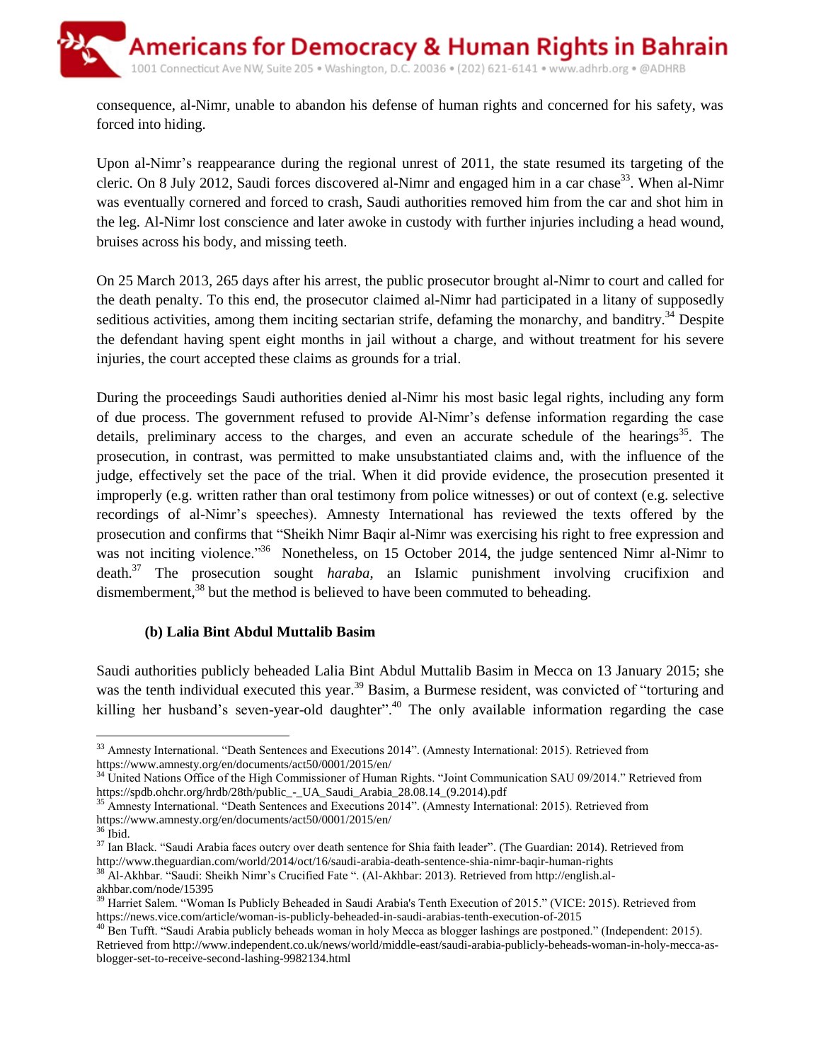consequence, al-Nimr, unable to abandon his defense of human rights and concerned for his safety, was forced into hiding.

Upon al-Nimr's reappearance during the regional unrest of 2011, the state resumed its targeting of the cleric. On 8 July 2012, Saudi forces discovered al-Nimr and engaged him in a car chase[33]. When al-Nimr was eventually cornered and forced to crash, Saudi authorities removed him from the car and shot him in the leg. Al-Nimr lost conscience and later awoke in custody with further injuries including a head wound, bruises across his body, and missing teeth.

On 25 March 2013, 265 days after his arrest, the public prosecutor brought al-Nimr to court and called for the death penalty. To this end, the prosecutor claimed al-Nimr had participated in a litany of supposedly seditious activities, among them inciting sectarian strife, defaming the monarchy, and banditry.[34] Despite the defendant having spent eight months in jail without a charge, and without treatment for his severe injuries, the court accepted these claims as grounds for a trial.

During the proceedings Saudi authorities denied al-Nimr his most basic legal rights, including any form of due process. The government refused to provide Al-Nimr's defense information regarding the case details, preliminary access to the charges, and even an accurate schedule of the hearings[35]. The prosecution, in contrast, was permitted to make unsubstantiated claims and, with the influence of the judge, effectively set the pace of the trial. When it did provide evidence, the prosecution presented it improperly (e.g. written rather than oral testimony from police witnesses) or out of context (e.g. selective recordings of al-Nimr's speeches). Amnesty International has reviewed the texts offered by the prosecution and confirms that "Sheikh Nimr Baqir al-Nimr was exercising his right to free expression and was not inciting violence."[36] Nonetheless, on 15 October 2014, the judge sentenced Nimr al-Nimr to death.[37] The prosecution sought *haraba*, an Islamic punishment involving crucifixion and dismemberment,[38] but the method is believed to have been commuted to beheading.

#### (b) Lalia Bint Abdul Muttalib Basim

Saudi authorities publicly beheaded Lalia Bint Abdul Muttalib Basim in Mecca on 13 January 2015; she was the tenth individual executed this year.[39] Basim, a Burmese resident, was convicted of "torturing and killing her husband's seven-year-old daughter".[40] The only available information regarding the case

---

[33] Amnesty International. "Death Sentences and Executions 2014". (Amnesty International: 2015). Retrieved from https://www.amnesty.org/en/documents/act50/0001/2015/en/

[34] United Nations Office of the High Commissioner of Human Rights. "Joint Communication SAU 09/2014." Retrieved from https://spdb.ohchr.org/hrdb/28th/public_-_UA_Saudi_Arabia_28.08.14_(9.2014).pdf

[35] Amnesty International. "Death Sentences and Executions 2014". (Amnesty International: 2015). Retrieved from https://www.amnesty.org/en/documents/act50/0001/2015/en/

[36] Ibid.

[37] Ian Black. "Saudi Arabia faces outcry over death sentence for Shia faith leader". (The Guardian: 2014). Retrieved from http://www.theguardian.com/world/2014/oct/16/saudi-arabia-death-sentence-shia-nimr-baqir-human-rights

[38] Al-Akhbar. "Saudi: Sheikh Nimr's Crucified Fate ". (Al-Akhbar: 2013). Retrieved from http://english.al-akhbar.com/node/15395

[39] Harriet Salem. "Woman Is Publicly Beheaded in Saudi Arabia's Tenth Execution of 2015." (VICE: 2015). Retrieved from https://news.vice.com/article/woman-is-publicly-beheaded-in-saudi-arabias-tenth-execution-of-2015

[40] Ben Tufft. "Saudi Arabia publicly beheads woman in holy Mecca as blogger lashings are postponed." (Independent: 2015). Retrieved from http://www.independent.co.uk/news/world/middle-east/saudi-arabia-publicly-beheads-woman-in-holy-mecca-as-blogger-set-to-receive-second-lashing-9982134.html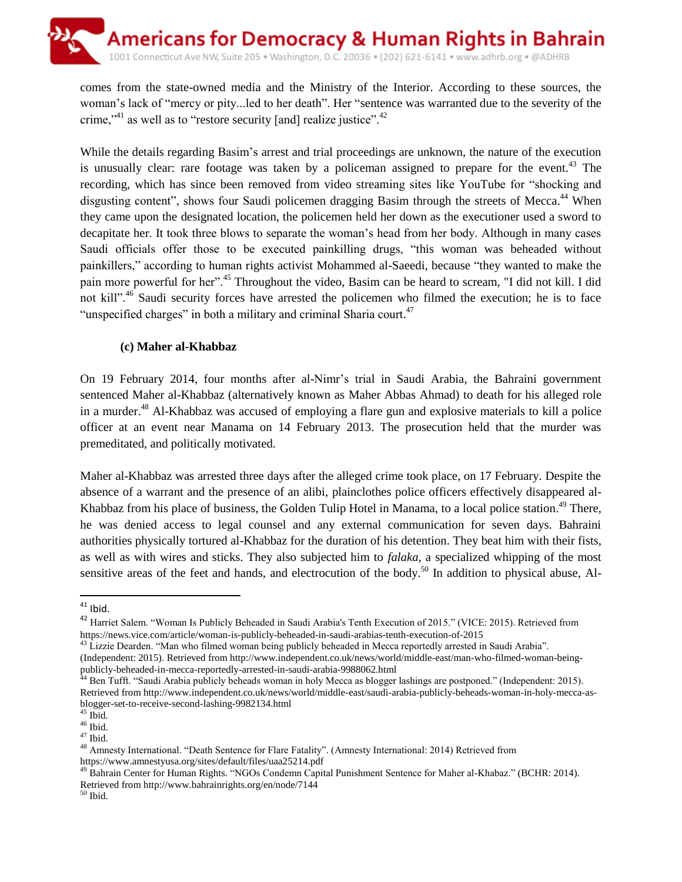comes from the state-owned media and the Ministry of the Interior. According to these sources, the woman's lack of "mercy or pity...led to her death". Her "sentence was warranted due to the severity of the crime,"[41] as well as to "restore security [and] realize justice".[42]

While the details regarding Basim's arrest and trial proceedings are unknown, the nature of the execution is unusually clear: rare footage was taken by a policeman assigned to prepare for the event.[43] The recording, which has since been removed from video streaming sites like YouTube for "shocking and disgusting content", shows four Saudi policemen dragging Basim through the streets of Mecca.[44] When they came upon the designated location, the policemen held her down as the executioner used a sword to decapitate her. It took three blows to separate the woman's head from her body. Although in many cases Saudi officials offer those to be executed painkilling drugs, "this woman was beheaded without painkillers," according to human rights activist Mohammed al-Saeedi, because "they wanted to make the pain more powerful for her".[45] Throughout the video, Basim can be heard to scream, "I did not kill. I did not kill".[46] Saudi security forces have arrested the policemen who filmed the execution; he is to face "unspecified charges" in both a military and criminal Sharia court.[47]

### (c) Maher al-Khabbaz

On 19 February 2014, four months after al-Nimr's trial in Saudi Arabia, the Bahraini government sentenced Maher al-Khabbaz (alternatively known as Maher Abbas Ahmad) to death for his alleged role in a murder.[48] Al-Khabbaz was accused of employing a flare gun and explosive materials to kill a police officer at an event near Manama on 14 February 2013. The prosecution held that the murder was premeditated, and politically motivated.

Maher al-Khabbaz was arrested three days after the alleged crime took place, on 17 February. Despite the absence of a warrant and the presence of an alibi, plainclothes police officers effectively disappeared al-Khabbaz from his place of business, the Golden Tulip Hotel in Manama, to a local police station.[49] There, he was denied access to legal counsel and any external communication for seven days. Bahraini authorities physically tortured al-Khabbaz for the duration of his detention. They beat him with their fists, as well as with wires and sticks. They also subjected him to *falaka*, a specialized whipping of the most sensitive areas of the feet and hands, and electrocution of the body.[50] In addition to physical abuse, Al-

---

[41] Ibid.

[42] Harriet Salem. "Woman Is Publicly Beheaded in Saudi Arabia's Tenth Execution of 2015." (VICE: 2015). Retrieved from https://news.vice.com/article/woman-is-publicly-beheaded-in-saudi-arabias-tenth-execution-of-2015

[43] Lizzie Dearden. "Man who filmed woman being publicly beheaded in Mecca reportedly arrested in Saudi Arabia". (Independent: 2015). Retrieved from http://www.independent.co.uk/news/world/middle-east/man-who-filmed-woman-being-publicly-beheaded-in-mecca-reportedly-arrested-in-saudi-arabia-9988062.html

[44] Ben Tufft. "Saudi Arabia publicly beheads woman in holy Mecca as blogger lashings are postponed." (Independent: 2015). Retrieved from http://www.independent.co.uk/news/world/middle-east/saudi-arabia-publicly-beheads-woman-in-holy-mecca-as-blogger-set-to-receive-second-lashing-9982134.html

[45] Ibid.

[46] Ibid.

[47] Ibid.

[48] Amnesty International. "Death Sentence for Flare Fatality". (Amnesty International: 2014) Retrieved from https://www.amnestyusa.org/sites/default/files/uaa25214.pdf

[49] Bahrain Center for Human Rights. "NGOs Condemn Capital Punishment Sentence for Maher al-Khabaz." (BCHR: 2014). Retrieved from http://www.bahrainrights.org/en/node/7144

[50] Ibid.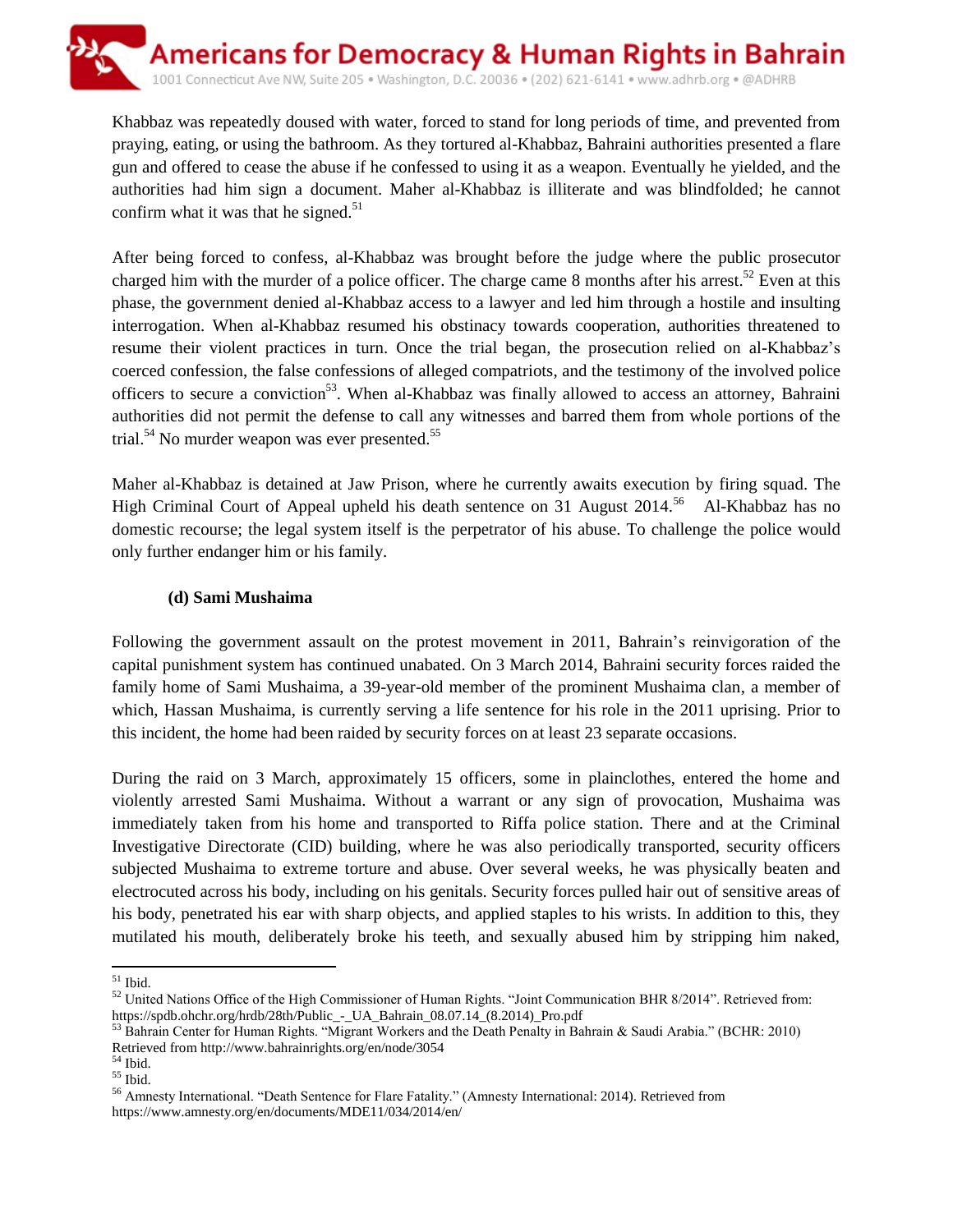Khabbaz was repeatedly doused with water, forced to stand for long periods of time, and prevented from praying, eating, or using the bathroom. As they tortured al-Khabbaz, Bahraini authorities presented a flare gun and offered to cease the abuse if he confessed to using it as a weapon. Eventually he yielded, and the authorities had him sign a document. Maher al-Khabbaz is illiterate and was blindfolded; he cannot confirm what it was that he signed.[51]

After being forced to confess, al-Khabbaz was brought before the judge where the public prosecutor charged him with the murder of a police officer. The charge came 8 months after his arrest.[52] Even at this phase, the government denied al-Khabbaz access to a lawyer and led him through a hostile and insulting interrogation. When al-Khabbaz resumed his obstinacy towards cooperation, authorities threatened to resume their violent practices in turn. Once the trial began, the prosecution relied on al-Khabbaz's coerced confession, the false confessions of alleged compatriots, and the testimony of the involved police officers to secure a conviction[53]. When al-Khabbaz was finally allowed to access an attorney, Bahraini authorities did not permit the defense to call any witnesses and barred them from whole portions of the trial.[54] No murder weapon was ever presented.[55]

Maher al-Khabbaz is detained at Jaw Prison, where he currently awaits execution by firing squad. The High Criminal Court of Appeal upheld his death sentence on 31 August 2014.[56] Al-Khabbaz has no domestic recourse; the legal system itself is the perpetrator of his abuse. To challenge the police would only further endanger him or his family.

**(d) Sami Mushaima**

Following the government assault on the protest movement in 2011, Bahrain's reinvigoration of the capital punishment system has continued unabated. On 3 March 2014, Bahraini security forces raided the family home of Sami Mushaima, a 39-year-old member of the prominent Mushaima clan, a member of which, Hassan Mushaima, is currently serving a life sentence for his role in the 2011 uprising. Prior to this incident, the home had been raided by security forces on at least 23 separate occasions.

During the raid on 3 March, approximately 15 officers, some in plainclothes, entered the home and violently arrested Sami Mushaima. Without a warrant or any sign of provocation, Mushaima was immediately taken from his home and transported to Riffa police station. There and at the Criminal Investigative Directorate (CID) building, where he was also periodically transported, security officers subjected Mushaima to extreme torture and abuse. Over several weeks, he was physically beaten and electrocuted across his body, including on his genitals. Security forces pulled hair out of sensitive areas of his body, penetrated his ear with sharp objects, and applied staples to his wrists. In addition to this, they mutilated his mouth, deliberately broke his teeth, and sexually abused him by stripping him naked,

---

[51] Ibid.

[52] United Nations Office of the High Commissioner of Human Rights. "Joint Communication BHR 8/2014". Retrieved from: https://spdb.ohchr.org/hrdb/28th/Public_-_UA_Bahrain_08.07.14_(8.2014)_Pro.pdf

[53] Bahrain Center for Human Rights. "Migrant Workers and the Death Penalty in Bahrain & Saudi Arabia." (BCHR: 2010) Retrieved from http://www.bahrainrights.org/en/node/3054

[54] Ibid.

[55] Ibid.

[56] Amnesty International. "Death Sentence for Flare Fatality." (Amnesty International: 2014). Retrieved from https://www.amnesty.org/en/documents/MDE11/034/2014/en/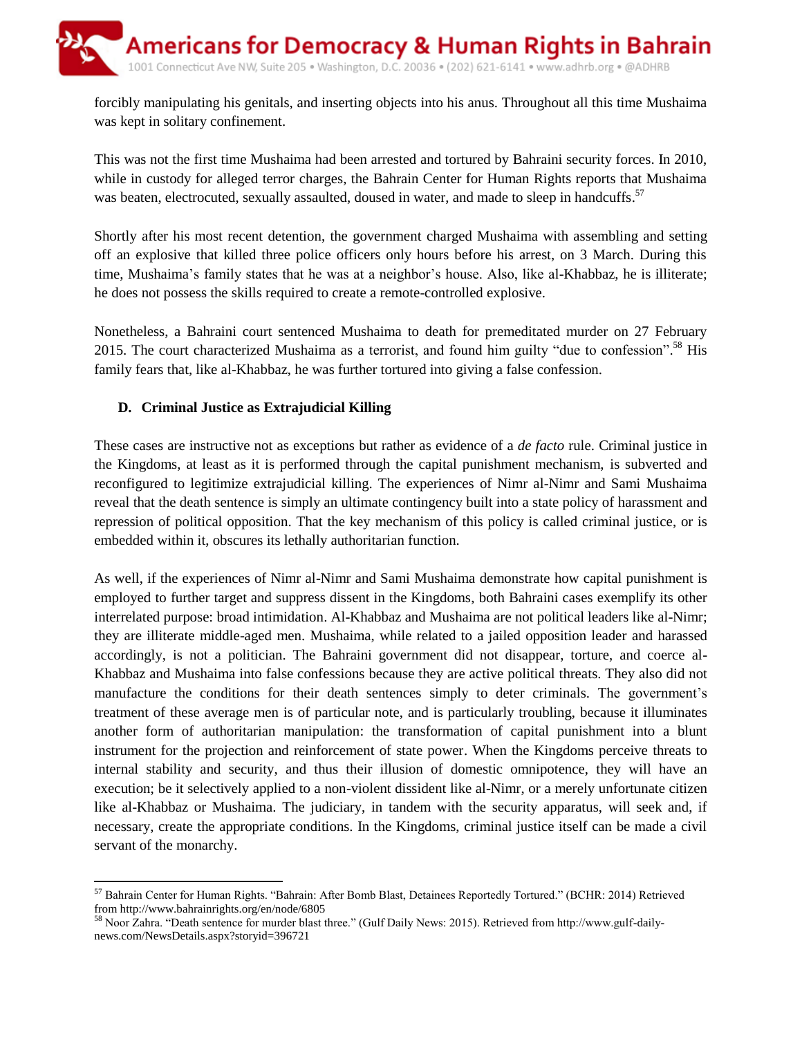forcibly manipulating his genitals, and inserting objects into his anus. Throughout all this time Mushaima was kept in solitary confinement.

This was not the first time Mushaima had been arrested and tortured by Bahraini security forces. In 2010, while in custody for alleged terror charges, the Bahrain Center for Human Rights reports that Mushaima was beaten, electrocuted, sexually assaulted, doused in water, and made to sleep in handcuffs.[57]

Shortly after his most recent detention, the government charged Mushaima with assembling and setting off an explosive that killed three police officers only hours before his arrest, on 3 March. During this time, Mushaima's family states that he was at a neighbor's house. Also, like al-Khabbaz, he is illiterate; he does not possess the skills required to create a remote-controlled explosive.

Nonetheless, a Bahraini court sentenced Mushaima to death for premeditated murder on 27 February 2015. The court characterized Mushaima as a terrorist, and found him guilty "due to confession".[58] His family fears that, like al-Khabbaz, he was further tortured into giving a false confession.

### D. Criminal Justice as Extrajudicial Killing

These cases are instructive not as exceptions but rather as evidence of a *de facto* rule. Criminal justice in the Kingdoms, at least as it is performed through the capital punishment mechanism, is subverted and reconfigured to legitimize extrajudicial killing. The experiences of Nimr al-Nimr and Sami Mushaima reveal that the death sentence is simply an ultimate contingency built into a state policy of harassment and repression of political opposition. That the key mechanism of this policy is called criminal justice, or is embedded within it, obscures its lethally authoritarian function.

As well, if the experiences of Nimr al-Nimr and Sami Mushaima demonstrate how capital punishment is employed to further target and suppress dissent in the Kingdoms, both Bahraini cases exemplify its other interrelated purpose: broad intimidation. Al-Khabbaz and Mushaima are not political leaders like al-Nimr; they are illiterate middle-aged men. Mushaima, while related to a jailed opposition leader and harassed accordingly, is not a politician. The Bahraini government did not disappear, torture, and coerce al-Khabbaz and Mushaima into false confessions because they are active political threats. They also did not manufacture the conditions for their death sentences simply to deter criminals. The government's treatment of these average men is of particular note, and is particularly troubling, because it illuminates another form of authoritarian manipulation: the transformation of capital punishment into a blunt instrument for the projection and reinforcement of state power. When the Kingdoms perceive threats to internal stability and security, and thus their illusion of domestic omnipotence, they will have an execution; be it selectively applied to a non-violent dissident like al-Nimr, or a merely unfortunate citizen like al-Khabbaz or Mushaima. The judiciary, in tandem with the security apparatus, will seek and, if necessary, create the appropriate conditions. In the Kingdoms, criminal justice itself can be made a civil servant of the monarchy.

---

[57] Bahrain Center for Human Rights. "Bahrain: After Bomb Blast, Detainees Reportedly Tortured." (BCHR: 2014) Retrieved from http://www.bahrainrights.org/en/node/6805

[58] Noor Zahra. "Death sentence for murder blast three." (Gulf Daily News: 2015). Retrieved from http://www.gulf-daily-news.com/NewsDetails.aspx?storyid=396721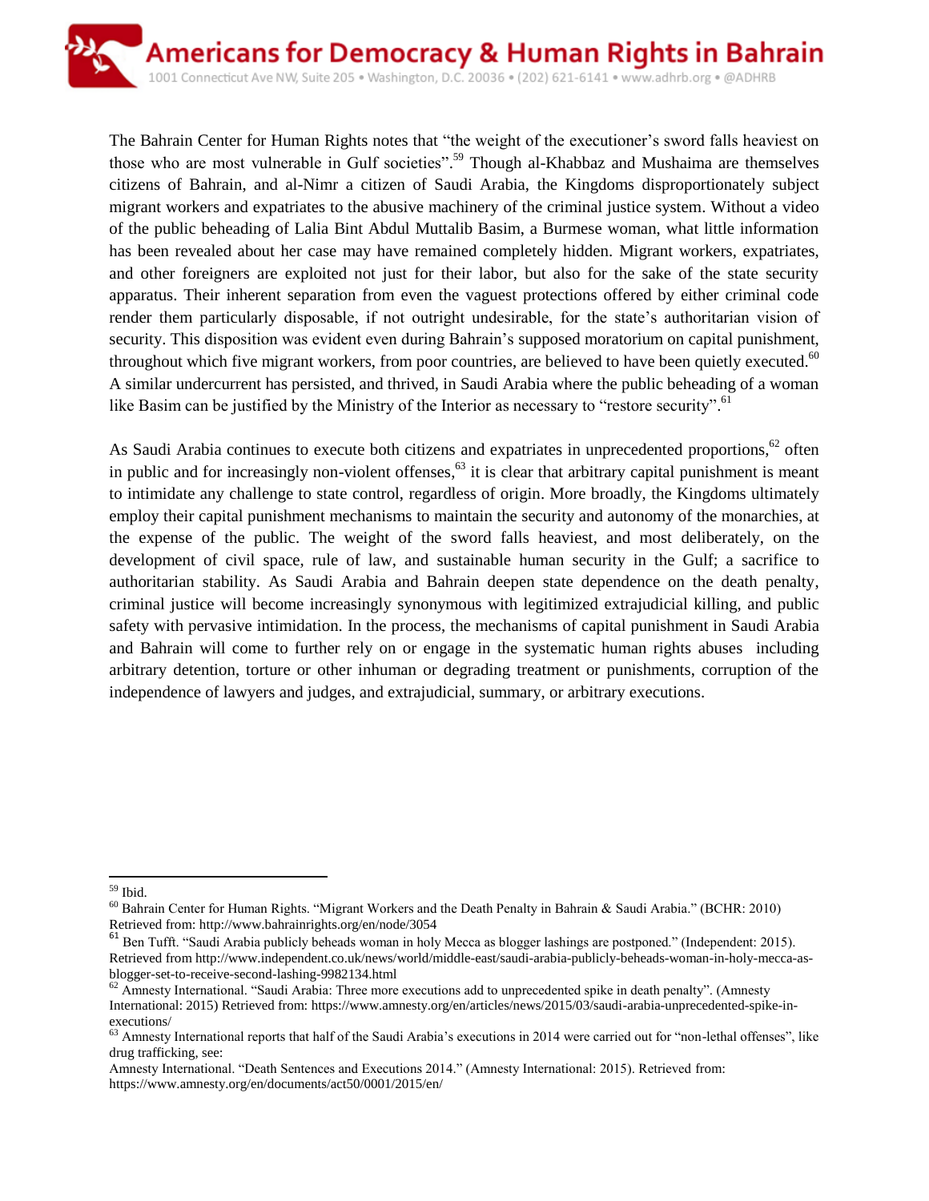The Bahrain Center for Human Rights notes that "the weight of the executioner's sword falls heaviest on those who are most vulnerable in Gulf societies".[59] Though al-Khabbaz and Mushaima are themselves citizens of Bahrain, and al-Nimr a citizen of Saudi Arabia, the Kingdoms disproportionately subject migrant workers and expatriates to the abusive machinery of the criminal justice system. Without a video of the public beheading of Lalia Bint Abdul Muttalib Basim, a Burmese woman, what little information has been revealed about her case may have remained completely hidden. Migrant workers, expatriates, and other foreigners are exploited not just for their labor, but also for the sake of the state security apparatus. Their inherent separation from even the vaguest protections offered by either criminal code render them particularly disposable, if not outright undesirable, for the state's authoritarian vision of security. This disposition was evident even during Bahrain's supposed moratorium on capital punishment, throughout which five migrant workers, from poor countries, are believed to have been quietly executed.[60] A similar undercurrent has persisted, and thrived, in Saudi Arabia where the public beheading of a woman like Basim can be justified by the Ministry of the Interior as necessary to "restore security".[61]

As Saudi Arabia continues to execute both citizens and expatriates in unprecedented proportions,[62] often in public and for increasingly non-violent offenses,[63] it is clear that arbitrary capital punishment is meant to intimidate any challenge to state control, regardless of origin. More broadly, the Kingdoms ultimately employ their capital punishment mechanisms to maintain the security and autonomy of the monarchies, at the expense of the public. The weight of the sword falls heaviest, and most deliberately, on the development of civil space, rule of law, and sustainable human security in the Gulf; a sacrifice to authoritarian stability. As Saudi Arabia and Bahrain deepen state dependence on the death penalty, criminal justice will become increasingly synonymous with legitimized extrajudicial killing, and public safety with pervasive intimidation. In the process, the mechanisms of capital punishment in Saudi Arabia and Bahrain will come to further rely on or engage in the systematic human rights abuses including arbitrary detention, torture or other inhuman or degrading treatment or punishments, corruption of the independence of lawyers and judges, and extrajudicial, summary, or arbitrary executions.

---

[59] Ibid.

[60] Bahrain Center for Human Rights. "Migrant Workers and the Death Penalty in Bahrain & Saudi Arabia." (BCHR: 2010) Retrieved from: http://www.bahrainrights.org/en/node/3054

[61] Ben Tufft. "Saudi Arabia publicly beheads woman in holy Mecca as blogger lashings are postponed." (Independent: 2015). Retrieved from http://www.independent.co.uk/news/world/middle-east/saudi-arabia-publicly-beheads-woman-in-holy-mecca-as-blogger-set-to-receive-second-lashing-9982134.html

[62] Amnesty International. "Saudi Arabia: Three more executions add to unprecedented spike in death penalty". (Amnesty International: 2015) Retrieved from: https://www.amnesty.org/en/articles/news/2015/03/saudi-arabia-unprecedented-spike-in-executions/

[63] Amnesty International reports that half of the Saudi Arabia's executions in 2014 were carried out for "non-lethal offenses", like drug trafficking, see:
Amnesty International. "Death Sentences and Executions 2014." (Amnesty International: 2015). Retrieved from: https://www.amnesty.org/en/documents/act50/0001/2015/en/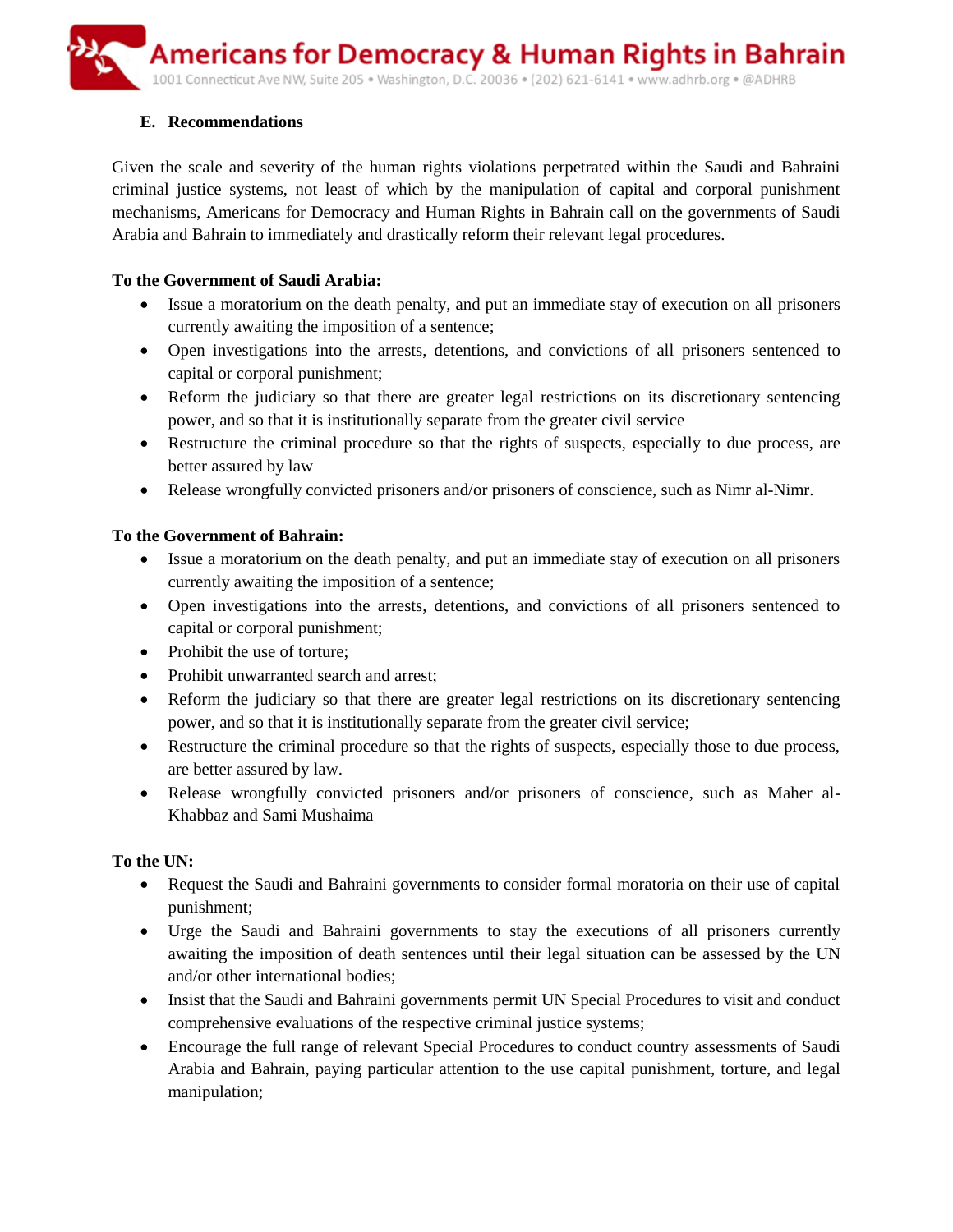## E. Recommendations

Given the scale and severity of the human rights violations perpetrated within the Saudi and Bahraini criminal justice systems, not least of which by the manipulation of capital and corporal punishment mechanisms, Americans for Democracy and Human Rights in Bahrain call on the governments of Saudi Arabia and Bahrain to immediately and drastically reform their relevant legal procedures.

**To the Government of Saudi Arabia:**

- Issue a moratorium on the death penalty, and put an immediate stay of execution on all prisoners currently awaiting the imposition of a sentence;
- Open investigations into the arrests, detentions, and convictions of all prisoners sentenced to capital or corporal punishment;
- Reform the judiciary so that there are greater legal restrictions on its discretionary sentencing power, and so that it is institutionally separate from the greater civil service
- Restructure the criminal procedure so that the rights of suspects, especially to due process, are better assured by law
- Release wrongfully convicted prisoners and/or prisoners of conscience, such as Nimr al-Nimr.

**To the Government of Bahrain:**

- Issue a moratorium on the death penalty, and put an immediate stay of execution on all prisoners currently awaiting the imposition of a sentence;
- Open investigations into the arrests, detentions, and convictions of all prisoners sentenced to capital or corporal punishment;
- Prohibit the use of torture;
- Prohibit unwarranted search and arrest;
- Reform the judiciary so that there are greater legal restrictions on its discretionary sentencing power, and so that it is institutionally separate from the greater civil service;
- Restructure the criminal procedure so that the rights of suspects, especially those to due process, are better assured by law.
- Release wrongfully convicted prisoners and/or prisoners of conscience, such as Maher al-Khabbaz and Sami Mushaima

**To the UN:**

- Request the Saudi and Bahraini governments to consider formal moratoria on their use of capital punishment;
- Urge the Saudi and Bahraini governments to stay the executions of all prisoners currently awaiting the imposition of death sentences until their legal situation can be assessed by the UN and/or other international bodies;
- Insist that the Saudi and Bahraini governments permit UN Special Procedures to visit and conduct comprehensive evaluations of the respective criminal justice systems;
- Encourage the full range of relevant Special Procedures to conduct country assessments of Saudi Arabia and Bahrain, paying particular attention to the use capital punishment, torture, and legal manipulation;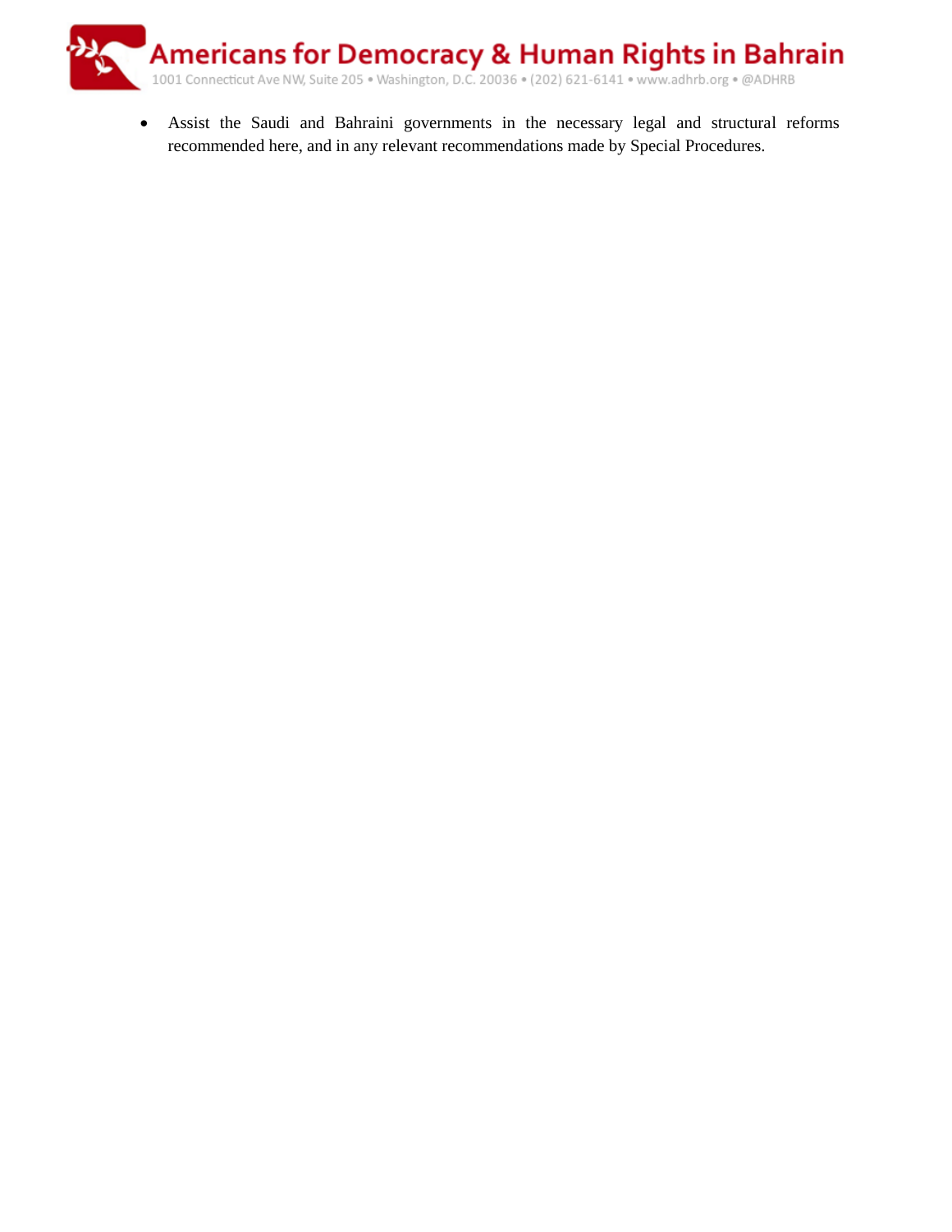- Assist the Saudi and Bahraini governments in the necessary legal and structural reforms recommended here, and in any relevant recommendations made by Special Procedures.